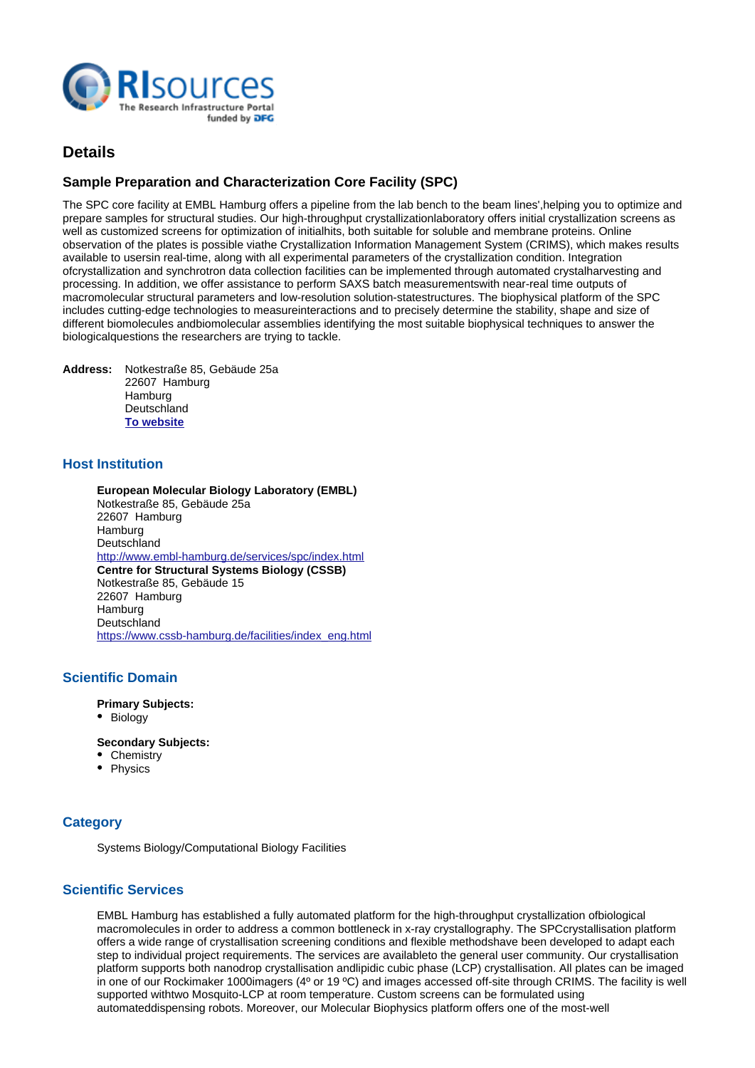RIsources
The Research Infrastructure Portal
funded by DFG

# Details

## Sample Preparation and Characterization Core Facility (SPC)

The SPC core facility at EMBL Hamburg offers a pipeline from the lab bench to the beam lines',helping you to optimize and prepare samples for structural studies. Our high-throughput crystallizationlaboratory offers initial crystallization screens as well as customized screens for optimization of initialhits, both suitable for soluble and membrane proteins. Online observation of the plates is possible viathe Crystallization Information Management System (CRIMS), which makes results available to usersin real-time, along with all experimental parameters of the crystallization condition. Integration ofcrystallization and synchrotron data collection facilities can be implemented through automated crystalharvesting and processing. In addition, we offer assistance to perform SAXS batch measurementswith near-real time outputs of macromolecular structural parameters and low-resolution solution-statestructures. The biophysical platform of the SPC includes cutting-edge technologies to measureinteractions and to precisely determine the stability, shape and size of different biomolecules andbiomolecular assemblies identifying the most suitable biophysical techniques to answer the biologicalquestions the researchers are trying to tackle.

**Address:** Notkestraße 85, Gebäude 25a
22607 Hamburg
Hamburg
Deutschland
[To website]

### Host Institution

**European Molecular Biology Laboratory (EMBL)**
Notkestraße 85, Gebäude 25a
22607 Hamburg
Hamburg
Deutschland
http://www.embl-hamburg.de/services/spc/index.html
**Centre for Structural Systems Biology (CSSB)**
Notkestraße 85, Gebäude 15
22607 Hamburg
Hamburg
Deutschland
https://www.cssb-hamburg.de/facilities/index_eng.html

### Scientific Domain

**Primary Subjects:**

- Biology

**Secondary Subjects:**

- Chemistry
- Physics

### Category

Systems Biology/Computational Biology Facilities

### Scientific Services

EMBL Hamburg has established a fully automated platform for the high-throughput crystallization ofbiological macromolecules in order to address a common bottleneck in x-ray crystallography. The SPCcrystallisation platform offers a wide range of crystallisation screening conditions and flexible methodshave been developed to adapt each step to individual project requirements. The services are availableto the general user community. Our crystallisation platform supports both nanodrop crystallisation andlipidic cubic phase (LCP) crystallisation. All plates can be imaged in one of our Rockimaker 1000imagers (4º or 19 ºC) and images accessed off-site through CRIMS. The facility is well supported withtwo Mosquito-LCP at room temperature. Custom screens can be formulated using automateddispensing robots. Moreover, our Molecular Biophysics platform offers one of the most-well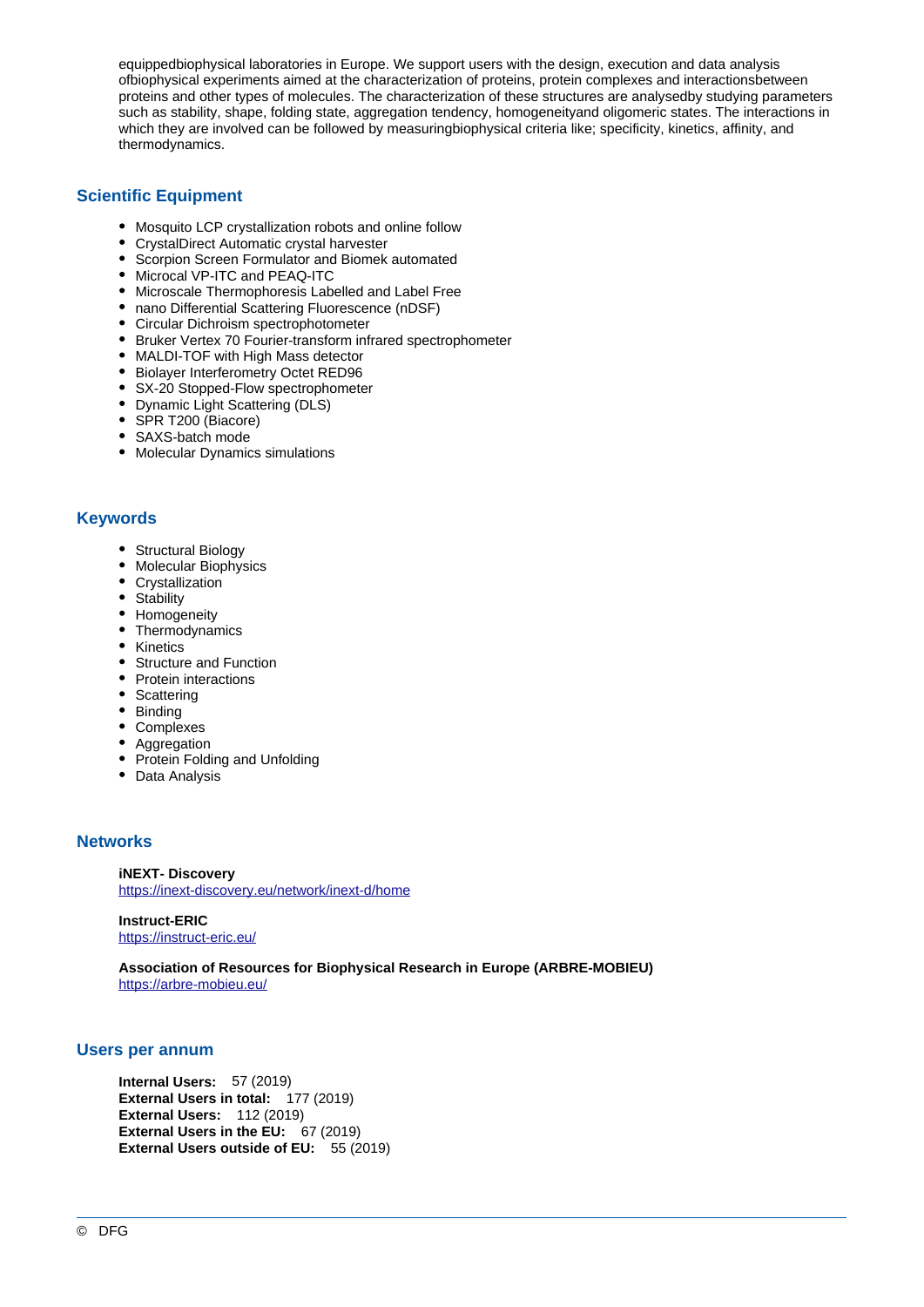equippedbiophysical laboratories in Europe. We support users with the design, execution and data analysis ofbiophysical experiments aimed at the characterization of proteins, protein complexes and interactionsbetween proteins and other types of molecules. The characterization of these structures are analysedby studying parameters such as stability, shape, folding state, aggregation tendency, homogeneityand oligomeric states. The interactions in which they are involved can be followed by measuringbiophysical criteria like; specificity, kinetics, affinity, and thermodynamics.

## Scientific Equipment

- Mosquito LCP crystallization robots and online follow
- CrystalDirect Automatic crystal harvester
- Scorpion Screen Formulator and Biomek automated
- Microcal VP-ITC and PEAQ-ITC
- Microscale Thermophoresis Labelled and Label Free
- nano Differential Scattering Fluorescence (nDSF)
- Circular Dichroism spectrophotometer
- Bruker Vertex 70 Fourier-transform infrared spectrophometer
- MALDI-TOF with High Mass detector
- Biolayer Interferometry Octet RED96
- SX-20 Stopped-Flow spectrophometer
- Dynamic Light Scattering (DLS)
- SPR T200 (Biacore)
- SAXS-batch mode
- Molecular Dynamics simulations

## Keywords

- Structural Biology
- Molecular Biophysics
- Crystallization
- Stability
- Homogeneity
- Thermodynamics
- Kinetics
- Structure and Function
- Protein interactions
- Scattering
- Binding
- Complexes
- Aggregation
- Protein Folding and Unfolding
- Data Analysis

## Networks

**iNEXT- Discovery**
https://inext-discovery.eu/network/inext-d/home

**Instruct-ERIC**
https://instruct-eric.eu/

**Association of Resources for Biophysical Research in Europe (ARBRE-MOBIEU)**
https://arbre-mobieu.eu/

## Users per annum

**Internal Users:** 57 (2019)
**External Users in total:** 177 (2019)
**External Users:** 112 (2019)
**External Users in the EU:** 67 (2019)
**External Users outside of EU:** 55 (2019)